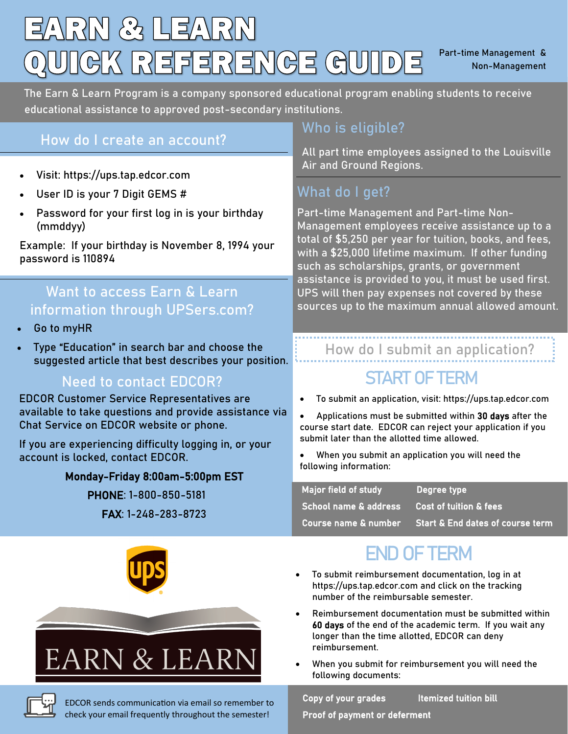# EARN & LEARN QUICK REFERENCE GUIDE

Part-time Management & Non-Management

The Earn & Learn Program is a company sponsored educational program enabling students to receive educational assistance to approved post-secondary institutions.

## How do I create an account?

- Visit: https://ups.tap.edcor.com
- User ID is your 7 Digit GEMS #
- Password for your first log in is your birthday (mmddyy)

Example: If your birthday is November 8, 1994 your password is 110894

## Want to access Earn & Learn information through UPSers.com?

- Go to myHR
- Type "Education" in search bar and choose the suggested article that best describes your position.

## Need to contact EDCOR?

EDCOR Customer Service Representatives are available to take questions and provide assistance via Chat Service on EDCOR website or phone.

If you are experiencing difficulty logging in, or your account is locked, contact EDCOR.

**Monday-Friday 8:00am-5:00pm EST**

**PHONE**: 1-800-850-5181

**FAX**: 1-248-283-8723

EDCOR sends communication via email so remember to check your email frequently throughout the semester!

## Who is eligible?

All part time employees assigned to the Louisville Air and Ground Regions.

## What do I get?

Part-time Management and Part-time Non-Management employees receive assistance up to a total of $5,250 per year for tuition, books, and fees, with a $25,000 lifetime maximum. If other funding such as scholarships, grants, or government assistance is provided to you, it must be used first. UPS will then pay expenses not covered by these sources up to the maximum annual allowed amount.

## How do I submit an application?

### START OF TERM

- To submit an application, visit: https://ups.tap.edcor.com
- Applications must be submitted within **30 days** after the course start date. EDCOR can reject your application if you submit later than the allotted time allowed.
- When you submit an application you will need the following information:

| | |
|---|---|
| Major field of study | Degree type |
| School name & address | Cost of tuition & fees |
| Course name & number | Start & End dates of course term |

### END OF TERM

- To submit reimbursement documentation, log in at https://ups.tap.edcor.com and click on the tracking number of the reimbursable semester.
- Reimbursement documentation must be submitted within **60 days** of the end of the academic term. If you wait any longer than the time allotted, EDCOR can deny reimbursement.
- When you submit for reimbursement you will need the following documents:

| | |
|---|---|
| Copy of your grades | Itemized tuition bill |
| Proof of payment or deferment | |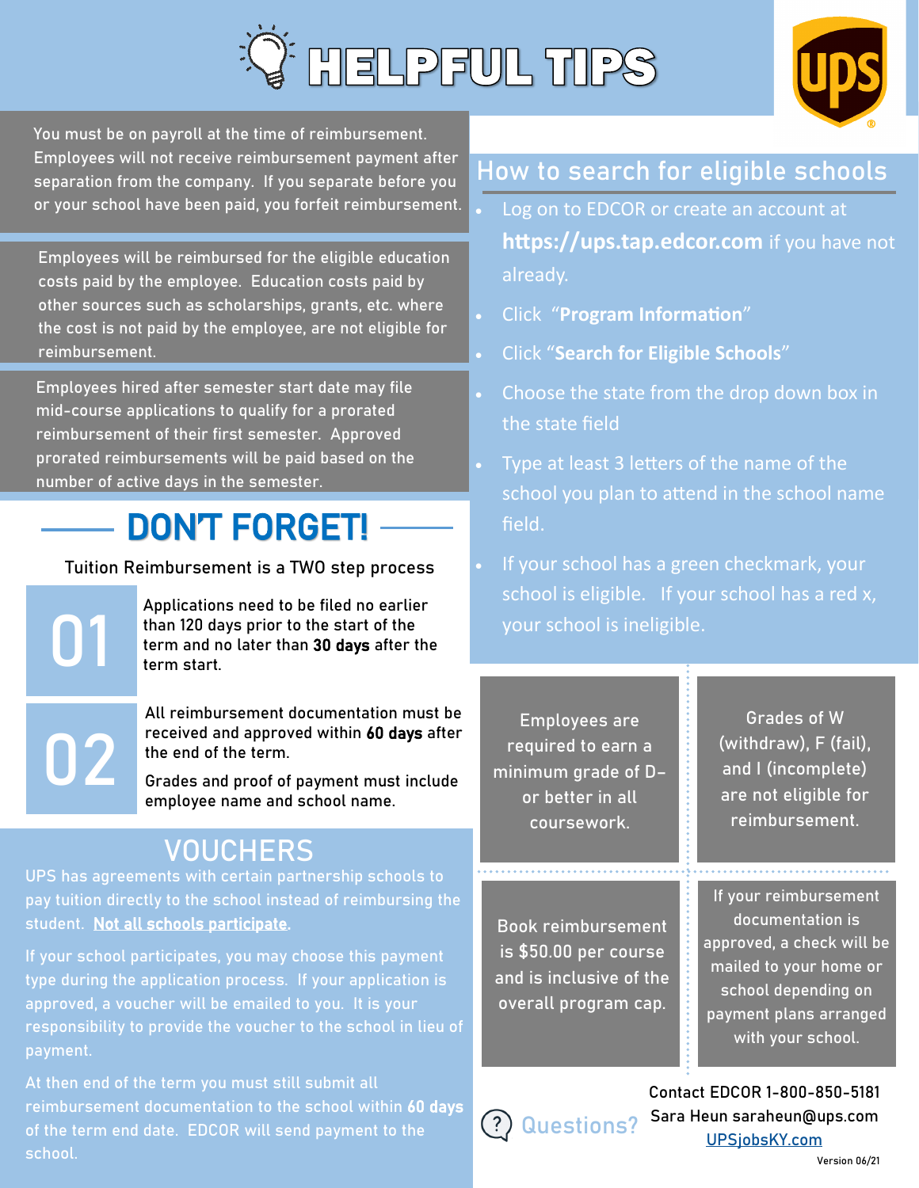# HELPFUL TIPS

You must be on payroll at the time of reimbursement. Employees will not receive reimbursement payment after separation from the company. If you separate before you or your school have been paid, you forfeit reimbursement.

Employees will be reimbursed for the eligible education costs paid by the employee. Education costs paid by other sources such as scholarships, grants, etc. where the cost is not paid by the employee, are not eligible for reimbursement.

Employees hired after semester start date may file mid-course applications to qualify for a prorated reimbursement of their first semester. Approved prorated reimbursements will be paid based on the number of active days in the semester.

## DON'T FORGET!

Tuition Reimbursement is a TWO step process

**01** Applications need to be filed no earlier than 120 days prior to the start of the term and no later than **30 days** after the term start.

**02** All reimbursement documentation must be received and approved within **60 days** after the end of the term.

Grades and proof of payment must include employee name and school name.

## VOUCHERS

UPS has agreements with certain partnership schools to pay tuition directly to the school instead of reimbursing the student. Not all schools participate.

If your school participates, you may choose this payment type during the application process. If your application is approved, a voucher will be emailed to you. It is your responsibility to provide the voucher to the school in lieu of payment.

At then end of the term you must still submit all reimbursement documentation to the school within **60 days** of the term end date. EDCOR will send payment to the school.

## How to search for eligible schools

- Log on to EDCOR or create an account at **https://ups.tap.edcor.com** if you have not already.
- Click "**Program Information**"
- Click "**Search for Eligible Schools**"
- Choose the state from the drop down box in the state field
- Type at least 3 letters of the name of the school you plan to attend in the school name field.
- If your school has a green checkmark, your school is eligible. If your school has a red x, your school is ineligible.

Employees are required to earn a minimum grade of D- or better in all coursework.

Grades of W (withdraw), F (fail), and I (incomplete) are not eligible for reimbursement.

Book reimbursement is $50.00 per course and is inclusive of the overall program cap.

If your reimbursement documentation is approved, a check will be mailed to your home or school depending on payment plans arranged with your school.

Questions?

Contact EDCOR 1-800-850-5181
Sara Heun saraheun@ups.com
UPSjobsKY.com

Version 06/21